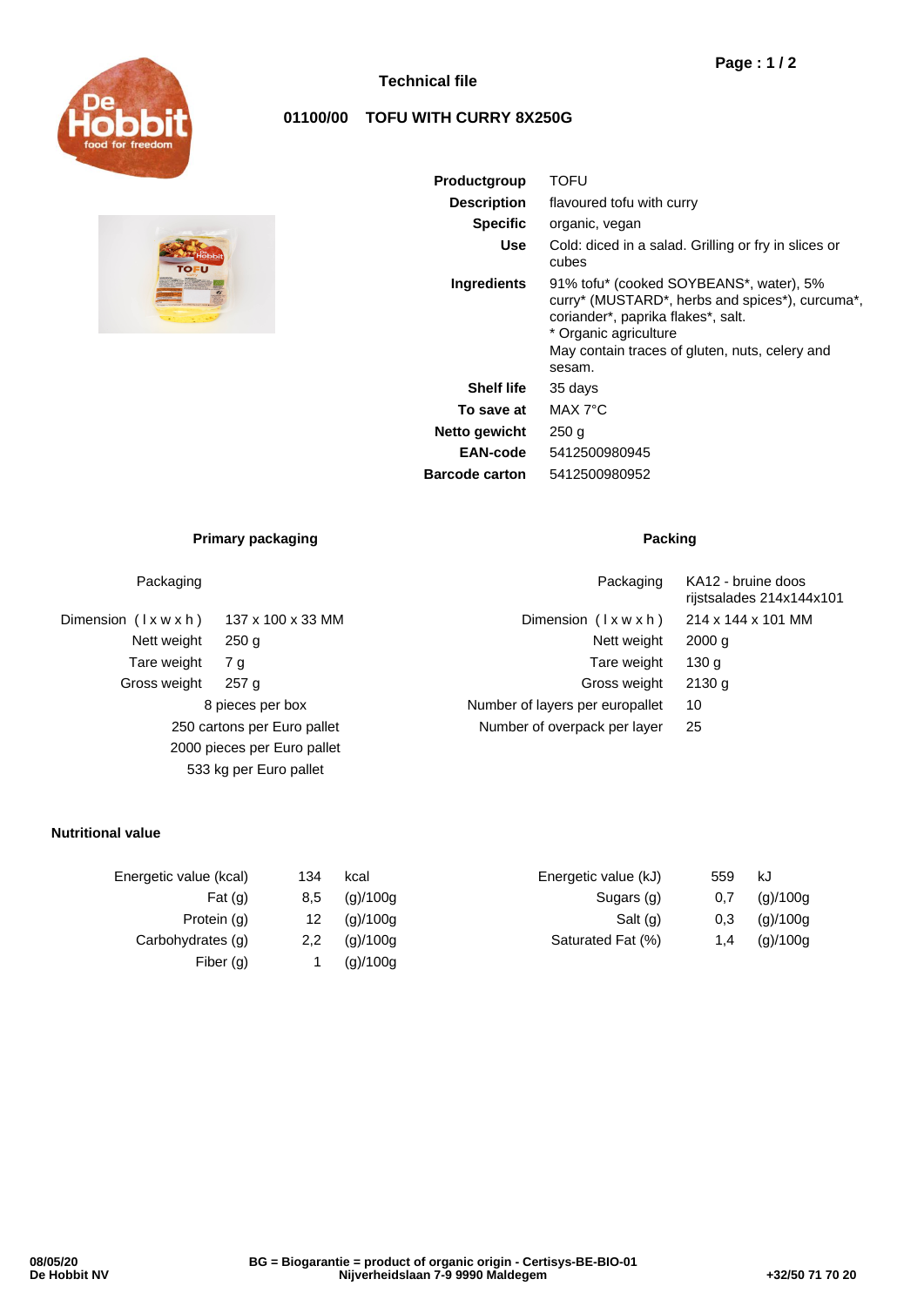# Technical file

## 01100/00 TOFU WITH CURRY 8X250G

| | |
|---|---|
| **Productgroup** | TOFU |
| **Description** | flavoured tofu with curry |
| **Specific** | organic, vegan |
| **Use** | Cold: diced in a salad. Grilling or fry in slices or cubes |
| **Ingredients** | 91% tofu* (cooked SOYBEANS*, water), 5% curry* (MUSTARD*, herbs and spices*), curcuma*, coriander*, paprika flakes*, salt.<br>* Organic agriculture<br>May contain traces of gluten, nuts, celery and sesam. |
| **Shelf life** | 35 days |
| **To save at** | MAX 7°C |
| **Netto gewicht** | 250 g |
| **EAN-code** | 5412500980945 |
| **Barcode carton** | 5412500980952 |

### Primary packaging

| | |
|---|---|
| Packaging | |
| Dimension ( l x w x h ) | 137 x 100 x 33 MM |
| Nett weight | 250 g |
| Tare weight | 7 g |
| Gross weight | 257 g |

8 pieces per box
250 cartons per Euro pallet
2000 pieces per Euro pallet
533 kg per Euro pallet

### Packing

| | |
|---|---|
| Packaging | KA12 - bruine doos rijstsalades 214x144x101 |
| Dimension ( l x w x h ) | 214 x 144 x 101 MM |
| Nett weight | 2000 g |
| Tare weight | 130 g |
| Gross weight | 2130 g |
| Number of layers per europallet | 10 |
| Number of overpack per layer | 25 |

### Nutritional value

| | | |
|---|---|---|
| Energetic value (kcal) | 134 | kcal |
| Fat (g) | 8,5 | (g)/100g |
| Protein (g) | 12 | (g)/100g |
| Carbohydrates (g) | 2,2 | (g)/100g |
| Fiber (g) | 1 | (g)/100g |
| Energetic value (kJ) | 559 | kJ |
| Sugars (g) | 0,7 | (g)/100g |
| Salt (g) | 0,3 | (g)/100g |
| Saturated Fat (%) | 1,4 | (g)/100g |

**08/05/20**
**De Hobbit NV**

**BG = Biogarantie = product of organic origin - Certisys-BE-BIO-01**
**Nijverheidslaan 7-9 9990 Maldegem**

**+32/50 71 70 20**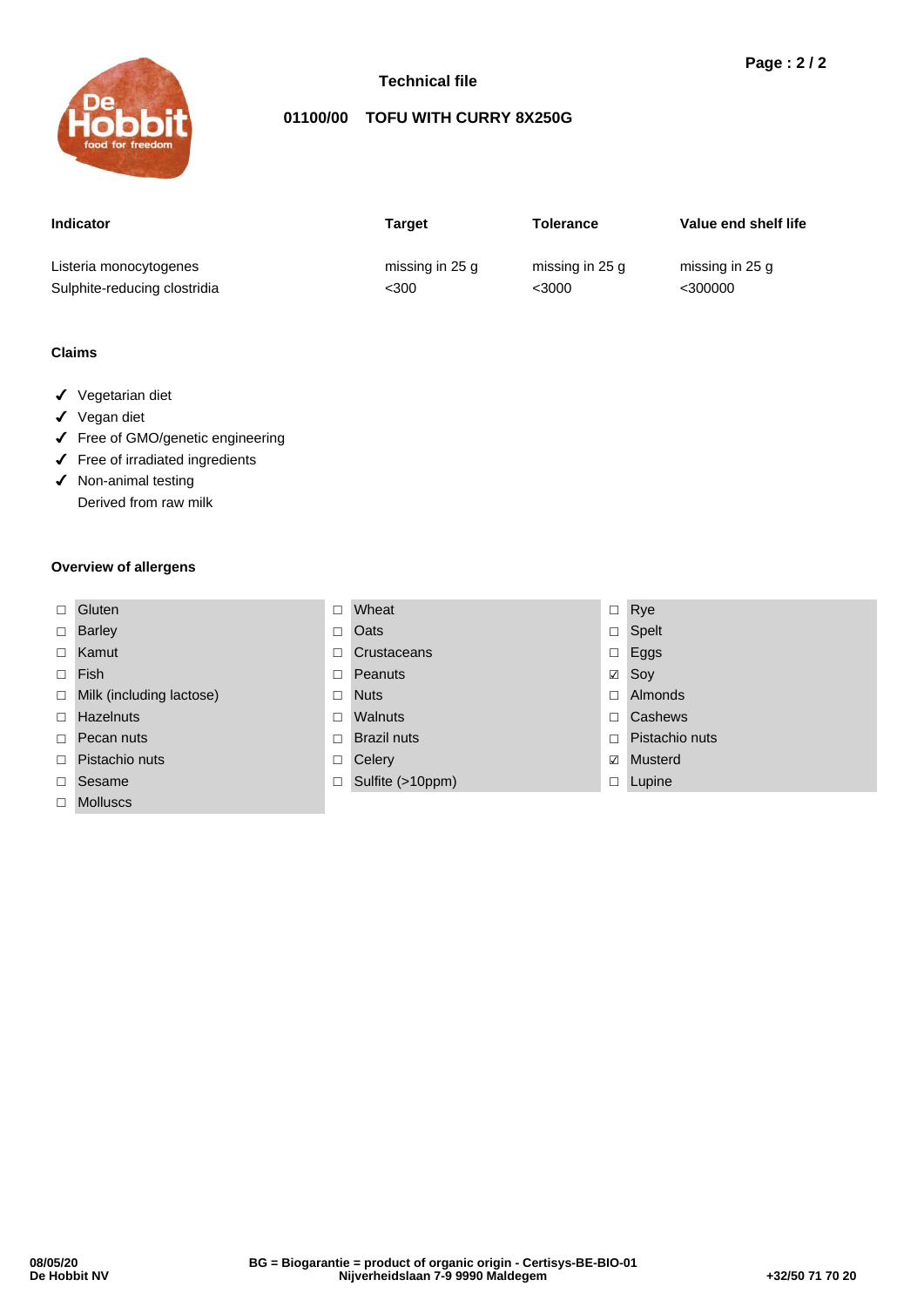Technical file

**01100/00 TOFU WITH CURRY 8X250G**

| Indicator | Target | Tolerance | Value end shelf life |
|---|---|---|---|
| Listeria monocytogenes | missing in 25 g | missing in 25 g | missing in 25 g |
| Sulphite-reducing clostridia | <300 | <3000 | <300000 |

### Claims

- ✓ Vegetarian diet
- ✓ Vegan diet
- ✓ Free of GMO/genetic engineering
- ✓ Free of irradiated ingredients
- ✓ Non-animal testing
- Derived from raw milk

### Overview of allergens

| | | |
|---|---|---|
| ☐ Gluten | ☐ Wheat | ☐ Rye |
| ☐ Barley | ☐ Oats | ☐ Spelt |
| ☐ Kamut | ☐ Crustaceans | ☐ Eggs |
| ☐ Fish | ☐ Peanuts | ☑ Soy |
| ☐ Milk (including lactose) | ☐ Nuts | ☐ Almonds |
| ☐ Hazelnuts | ☐ Walnuts | ☐ Cashews |
| ☐ Pecan nuts | ☐ Brazil nuts | ☐ Pistachio nuts |
| ☐ Pistachio nuts | ☐ Celery | ☑ Musterd |
| ☐ Sesame | ☐ Sulfite (>10ppm) | ☐ Lupine |
| ☐ Molluscs | | |

**08/05/20**
**De Hobbit NV**

**BG = Biogarantie = product of organic origin - Certisys-BE-BIO-01**
**Nijverheidslaan 7-9 9990 Maldegem**

**+32/50 71 70 20**